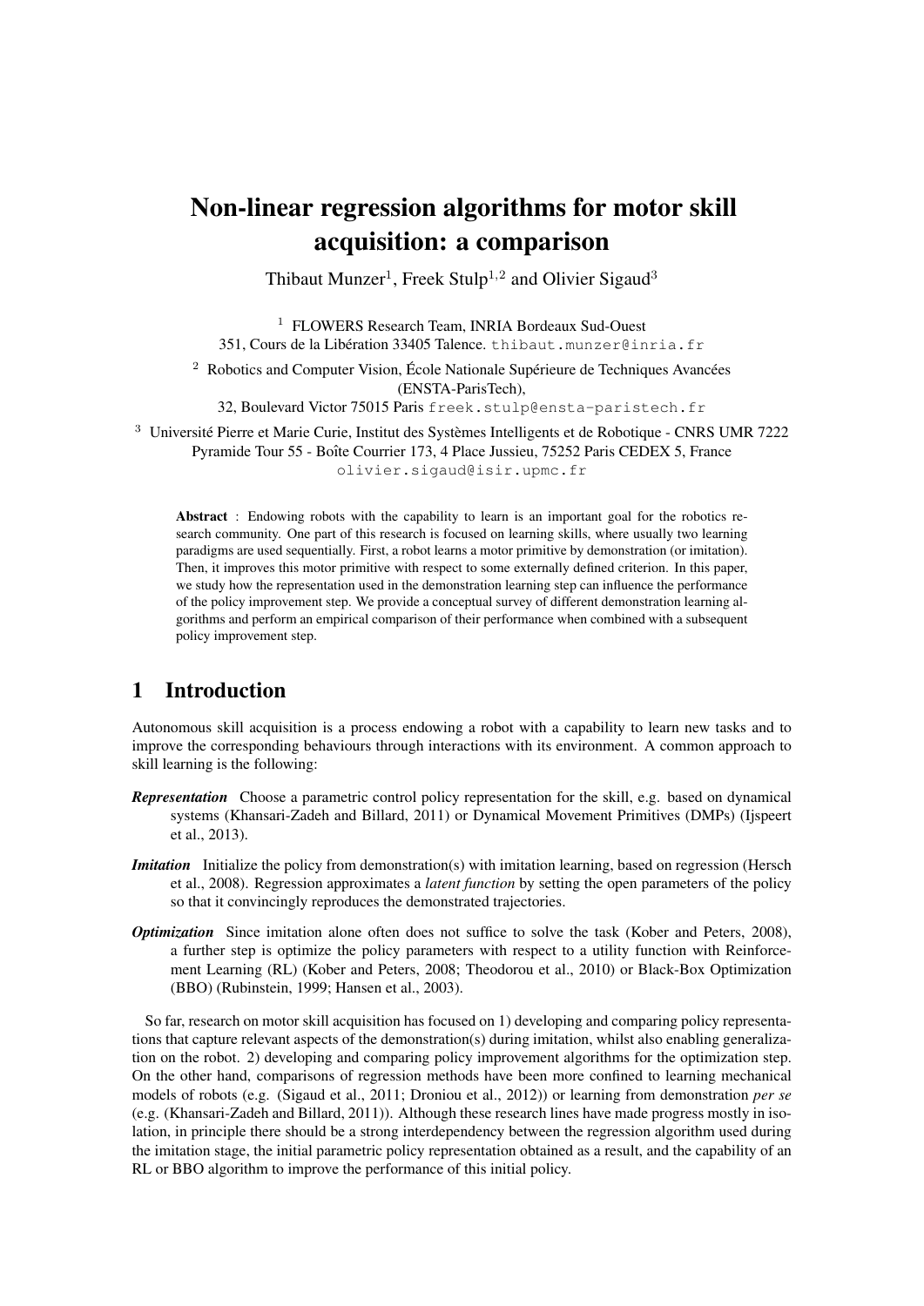# Non-linear regression algorithms for motor skill acquisition: a comparison

Thibaut Munzer[1], Freek Stulp[1,2] and Olivier Sigaud[3]

[1] FLOWERS Research Team, INRIA Bordeaux Sud-Ouest
351, Cours de la Libération 33405 Talence. thibaut.munzer@inria.fr

[2] Robotics and Computer Vision, École Nationale Supérieure de Techniques Avancées (ENSTA-ParisTech),
32, Boulevard Victor 75015 Paris freek.stulp@ensta-paristech.fr

[3] Université Pierre et Marie Curie, Institut des Systèmes Intelligents et de Robotique - CNRS UMR 7222
Pyramide Tour 55 - Boîte Courrier 173, 4 Place Jussieu, 75252 Paris CEDEX 5, France
olivier.sigaud@isir.upmc.fr

**Abstract** : Endowing robots with the capability to learn is an important goal for the robotics research community. One part of this research is focused on learning skills, where usually two learning paradigms are used sequentially. First, a robot learns a motor primitive by demonstration (or imitation). Then, it improves this motor primitive with respect to some externally defined criterion. In this paper, we study how the representation used in the demonstration learning step can influence the performance of the policy improvement step. We provide a conceptual survey of different demonstration learning algorithms and perform an empirical comparison of their performance when combined with a subsequent policy improvement step.

## 1 Introduction

Autonomous skill acquisition is a process endowing a robot with a capability to learn new tasks and to improve the corresponding behaviours through interactions with its environment. A common approach to skill learning is the following:

***Representation*** Choose a parametric control policy representation for the skill, e.g. based on dynamical systems (Khansari-Zadeh and Billard, 2011) or Dynamical Movement Primitives (DMPs) (Ijspeert et al., 2013).

***Imitation*** Initialize the policy from demonstration(s) with imitation learning, based on regression (Hersch et al., 2008). Regression approximates a *latent function* by setting the open parameters of the policy so that it convincingly reproduces the demonstrated trajectories.

***Optimization*** Since imitation alone often does not suffice to solve the task (Kober and Peters, 2008), a further step is optimize the policy parameters with respect to a utility function with Reinforcement Learning (RL) (Kober and Peters, 2008; Theodorou et al., 2010) or Black-Box Optimization (BBO) (Rubinstein, 1999; Hansen et al., 2003).

So far, research on motor skill acquisition has focused on 1) developing and comparing policy representations that capture relevant aspects of the demonstration(s) during imitation, whilst also enabling generalization on the robot. 2) developing and comparing policy improvement algorithms for the optimization step. On the other hand, comparisons of regression methods have been more confined to learning mechanical models of robots (e.g. (Sigaud et al., 2011; Droniou et al., 2012)) or learning from demonstration *per se* (e.g. (Khansari-Zadeh and Billard, 2011)). Although these research lines have made progress mostly in isolation, in principle there should be a strong interdependency between the regression algorithm used during the imitation stage, the initial parametric policy representation obtained as a result, and the capability of an RL or BBO algorithm to improve the performance of this initial policy.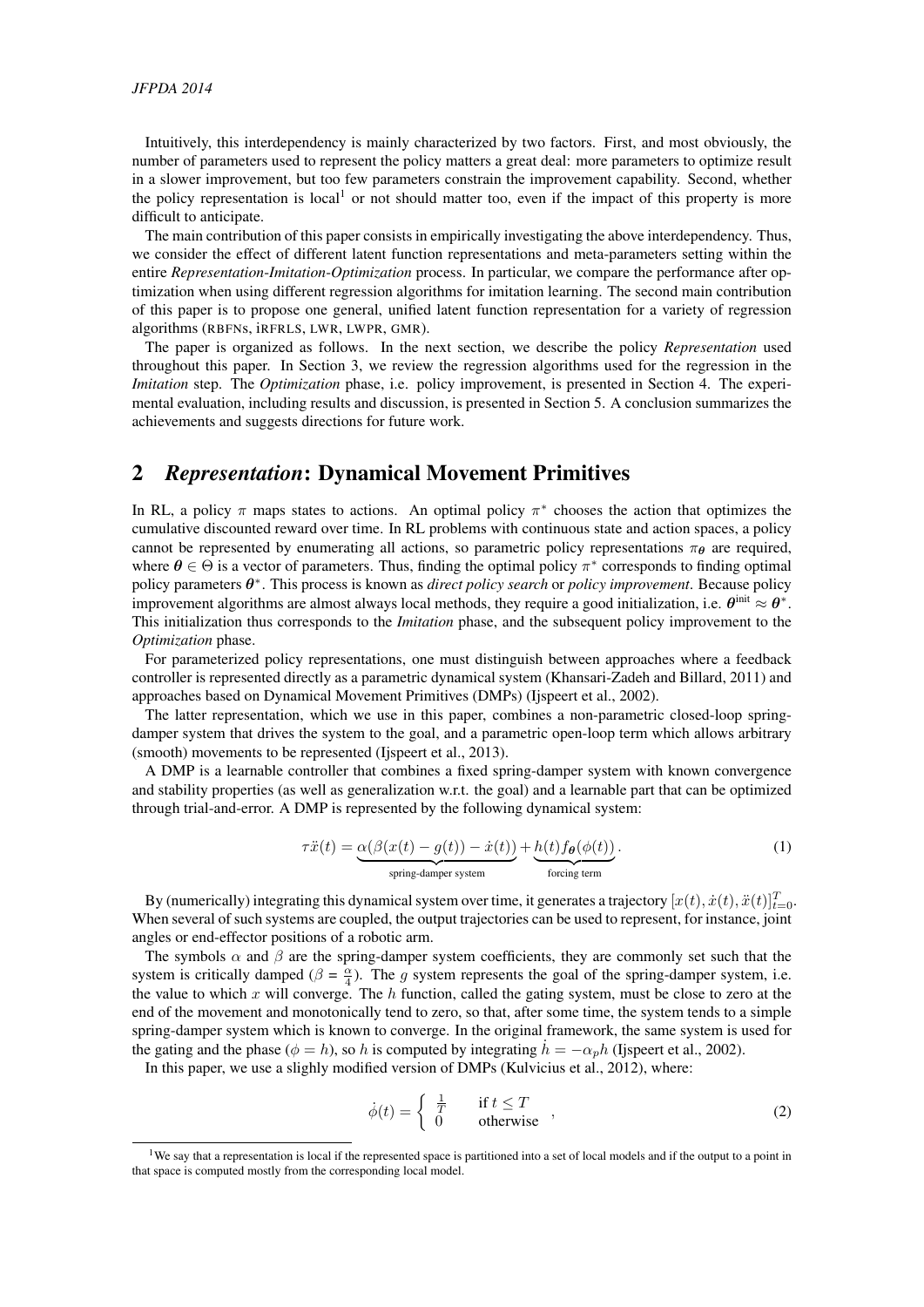Intuitively, this interdependency is mainly characterized by two factors. First, and most obviously, the number of parameters used to represent the policy matters a great deal: more parameters to optimize result in a slower improvement, but too few parameters constrain the improvement capability. Second, whether the policy representation is local[1] or not should matter too, even if the impact of this property is more difficult to anticipate.

The main contribution of this paper consists in empirically investigating the above interdependency. Thus, we consider the effect of different latent function representations and meta-parameters setting within the entire *Representation-Imitation-Optimization* process. In particular, we compare the performance after optimization when using different regression algorithms for imitation learning. The second main contribution of this paper is to propose one general, unified latent function representation for a variety of regression algorithms (RBFNs, iRFRLS, LWR, LWPR, GMR).

The paper is organized as follows. In the next section, we describe the policy *Representation* used throughout this paper. In Section 3, we review the regression algorithms used for the regression in the *Imitation* step. The *Optimization* phase, i.e. policy improvement, is presented in Section 4. The experimental evaluation, including results and discussion, is presented in Section 5. A conclusion summarizes the achievements and suggests directions for future work.

## 2 *Representation*: Dynamical Movement Primitives

In RL, a policy $\pi$ maps states to actions. An optimal policy $\pi^*$ chooses the action that optimizes the cumulative discounted reward over time. In RL problems with continuous state and action spaces, a policy cannot be represented by enumerating all actions, so parametric policy representations $\pi_{\boldsymbol{\theta}}$ are required, where $\boldsymbol{\theta} \in \Theta$ is a vector of parameters. Thus, finding the optimal policy $\pi^*$ corresponds to finding optimal policy parameters $\boldsymbol{\theta}^*$. This process is known as *direct policy search* or *policy improvement*. Because policy improvement algorithms are almost always local methods, they require a good initialization, i.e. $\boldsymbol{\theta}^{\text{init}} \approx \boldsymbol{\theta}^*$. This initialization thus corresponds to the *Imitation* phase, and the subsequent policy improvement to the *Optimization* phase.

For parameterized policy representations, one must distinguish between approaches where a feedback controller is represented directly as a parametric dynamical system (Khansari-Zadeh and Billard, 2011) and approaches based on Dynamical Movement Primitives (DMPs) (Ijspeert et al., 2002).

The latter representation, which we use in this paper, combines a non-parametric closed-loop spring-damper system that drives the system to the goal, and a parametric open-loop term which allows arbitrary (smooth) movements to be represented (Ijspeert et al., 2013).

A DMP is a learnable controller that combines a fixed spring-damper system with known convergence and stability properties (as well as generalization w.r.t. the goal) and a learnable part that can be optimized through trial-and-error. A DMP is represented by the following dynamical system:

$$\tau \ddot{x}(t) = \underbrace{\alpha(\beta(x(t) - g(t)) - \dot{x}(t))}_{\text{spring-damper system}} + \underbrace{h(t) f_{\boldsymbol{\theta}}(\phi(t))}_{\text{forcing term}}. \tag{1}$$

By (numerically) integrating this dynamical system over time, it generates a trajectory $[x(t), \dot{x}(t), \ddot{x}(t)]_{t=0}^{T}$. When several of such systems are coupled, the output trajectories can be used to represent, for instance, joint angles or end-effector positions of a robotic arm.

The symbols $\alpha$ and $\beta$ are the spring-damper system coefficients, they are commonly set such that the system is critically damped ($\beta = \frac{\alpha}{4}$). The $g$ system represents the goal of the spring-damper system, i.e. the value to which $x$ will converge. The $h$ function, called the gating system, must be close to zero at the end of the movement and monotonically tend to zero, so that, after some time, the system tends to a simple spring-damper system which is known to converge. In the original framework, the same system is used for the gating and the phase ($\phi = h$), so $h$ is computed by integrating $\dot{h} = -\alpha_p h$ (Ijspeert et al., 2002).

In this paper, we use a slighly modified version of DMPs (Kulvicius et al., 2012), where:

$$\dot{\phi}(t) = \begin{cases} \frac{1}{T} & \text{if } t \leq T \\ 0 & \text{otherwise} \end{cases}, \tag{2}$$

[1] We say that a representation is local if the represented space is partitioned into a set of local models and if the output to a point in that space is computed mostly from the corresponding local model.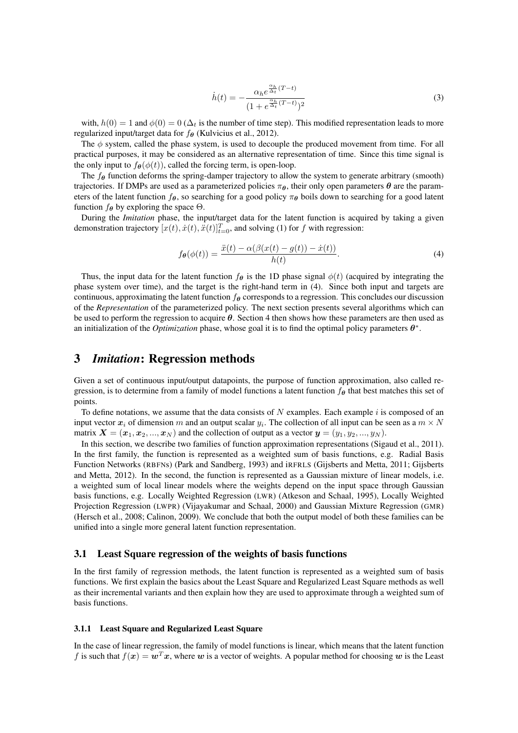$$\dot{h}(t) = -\frac{\alpha_h e^{\frac{\alpha_h}{\Delta_t}(T-t)}}{(1 + e^{\frac{\alpha_h}{\Delta_t}(T-t)})^2} \tag{3}$$

with, $h(0) = 1$ and $\phi(0) = 0$ ($\Delta_t$ is the number of time step). This modified representation leads to more regularized input/target data for $f_{\boldsymbol{\theta}}$ (Kulvicius et al., 2012).

The $\phi$ system, called the phase system, is used to decouple the produced movement from time. For all practical purposes, it may be considered as an alternative representation of time. Since this time signal is the only input to $f_{\boldsymbol{\theta}}(\phi(t))$, called the forcing term, is open-loop.

The $f_{\boldsymbol{\theta}}$ function deforms the spring-damper trajectory to allow the system to generate arbitrary (smooth) trajectories. If DMPs are used as a parameterized policies $\pi_{\boldsymbol{\theta}}$, their only open parameters $\boldsymbol{\theta}$ are the parameters of the latent function $f_{\boldsymbol{\theta}}$, so searching for a good policy $\pi_{\boldsymbol{\theta}}$ boils down to searching for a good latent function $f_{\boldsymbol{\theta}}$ by exploring the space $\Theta$.

During the *Imitation* phase, the input/target data for the latent function is acquired by taking a given demonstration trajectory $[x(t), \dot{x}(t), \ddot{x}(t)]_{t=0}^{T}$, and solving (1) for $f$ with regression:

$$f_{\boldsymbol{\theta}}(\phi(t)) = \frac{\ddot{x}(t) - \alpha(\beta(x(t) - g(t)) - \dot{x}(t))}{h(t)}. \tag{4}$$

Thus, the input data for the latent function $f_{\boldsymbol{\theta}}$ is the 1D phase signal $\phi(t)$ (acquired by integrating the phase system over time), and the target is the right-hand term in (4). Since both input and targets are continuous, approximating the latent function $f_{\boldsymbol{\theta}}$ corresponds to a regression. This concludes our discussion of the *Representation* of the parameterized policy. The next section presents several algorithms which can be used to perform the regression to acquire $\boldsymbol{\theta}$. Section 4 then shows how these parameters are then used as an initialization of the *Optimization* phase, whose goal it is to find the optimal policy parameters $\boldsymbol{\theta}^*$.

# 3 *Imitation*: Regression methods

Given a set of continuous input/output datapoints, the purpose of function approximation, also called regression, is to determine from a family of model functions a latent function $f_{\boldsymbol{\theta}}$ that best matches this set of points.

To define notations, we assume that the data consists of $N$ examples. Each example $i$ is composed of an input vector $\boldsymbol{x}_i$ of dimension $m$ and an output scalar $y_i$. The collection of all input can be seen as a $m \times N$ matrix $\boldsymbol{X} = (\boldsymbol{x}_1, \boldsymbol{x}_2, ..., \boldsymbol{x}_N)$ and the collection of output as a vector $\boldsymbol{y} = (y_1, y_2, ..., y_N)$.

In this section, we describe two families of function approximation representations (Sigaud et al., 2011). In the first family, the function is represented as a weighted sum of basis functions, e.g. Radial Basis Function Networks (RBFNs) (Park and Sandberg, 1993) and iRFRLS (Gijsberts and Metta, 2011; Gijsberts and Metta, 2012). In the second, the function is represented as a Gaussian mixture of linear models, i.e. a weighted sum of local linear models where the weights depend on the input space through Gaussian basis functions, e.g. Locally Weighted Regression (LWR) (Atkeson and Schaal, 1995), Locally Weighted Projection Regression (LWPR) (Vijayakumar and Schaal, 2000) and Gaussian Mixture Regression (GMR) (Hersch et al., 2008; Calinon, 2009). We conclude that both the output model of both these families can be unified into a single more general latent function representation.

## 3.1 Least Square regression of the weights of basis functions

In the first family of regression methods, the latent function is represented as a weighted sum of basis functions. We first explain the basics about the Least Square and Regularized Least Square methods as well as their incremental variants and then explain how they are used to approximate through a weighted sum of basis functions.

### 3.1.1 Least Square and Regularized Least Square

In the case of linear regression, the family of model functions is linear, which means that the latent function $f$ is such that $f(\boldsymbol{x}) = \boldsymbol{w}^T\boldsymbol{x}$, where $\boldsymbol{w}$ is a vector of weights. A popular method for choosing $\boldsymbol{w}$ is the Least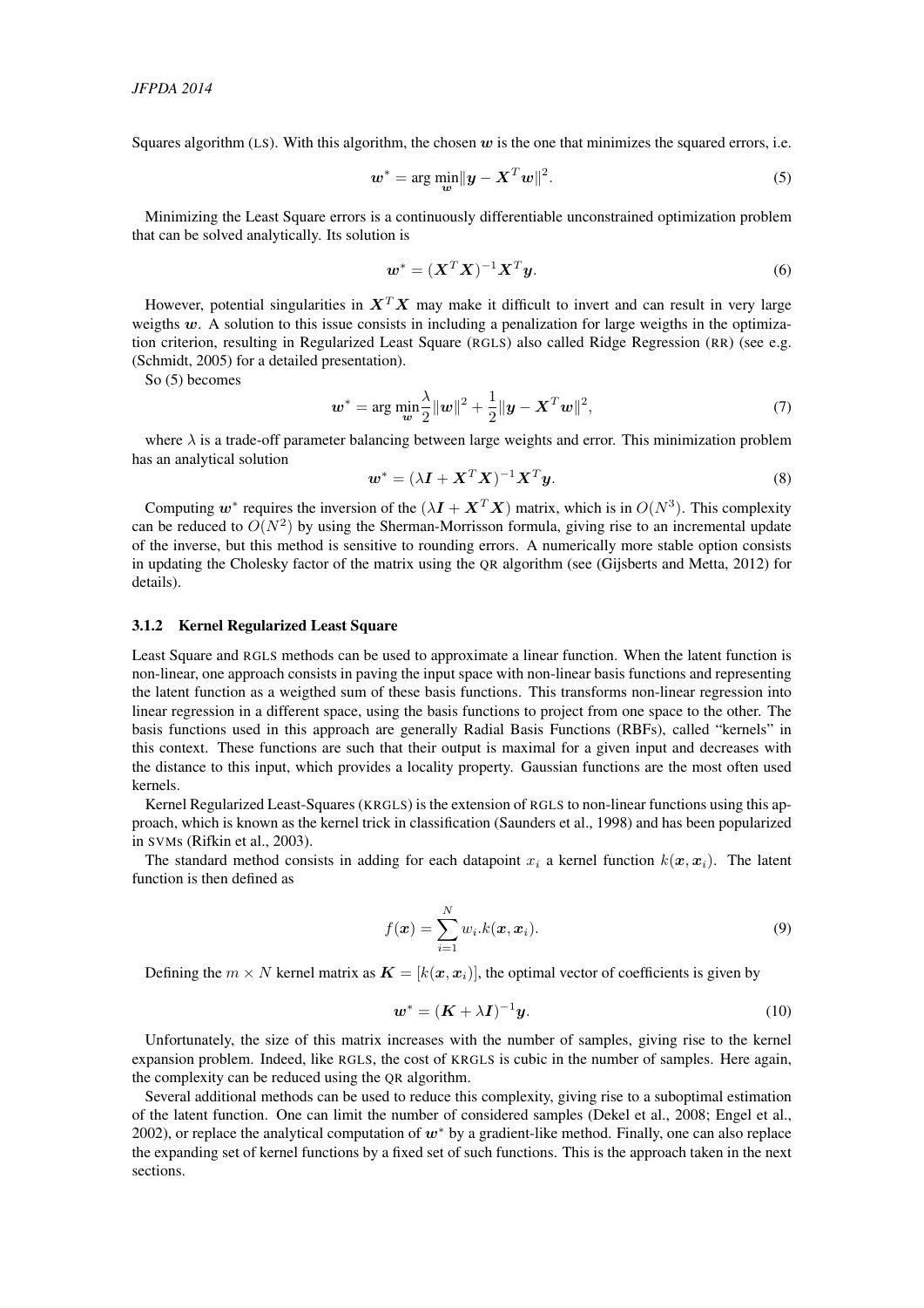Squares algorithm (LS). With this algorithm, the chosen $\boldsymbol{w}$ is the one that minimizes the squared errors, i.e.

$$\boldsymbol{w}^* = \arg\min_{\boldsymbol{w}} \|\boldsymbol{y} - \boldsymbol{X}^T\boldsymbol{w}\|^2. \tag{5}$$

Minimizing the Least Square errors is a continuously differentiable unconstrained optimization problem that can be solved analytically. Its solution is

$$\boldsymbol{w}^* = (\boldsymbol{X}^T\boldsymbol{X})^{-1}\boldsymbol{X}^T\boldsymbol{y}. \tag{6}$$

However, potential singularities in $\boldsymbol{X}^T\boldsymbol{X}$ may make it difficult to invert and can result in very large weigths $\boldsymbol{w}$. A solution to this issue consists in including a penalization for large weigths in the optimization criterion, resulting in Regularized Least Square (RGLS) also called Ridge Regression (RR) (see e.g. (Schmidt, 2005) for a detailed presentation).

So (5) becomes

$$\boldsymbol{w}^* = \arg\min_{\boldsymbol{w}} \frac{\lambda}{2}\|\boldsymbol{w}\|^2 + \frac{1}{2}\|\boldsymbol{y} - \boldsymbol{X}^T\boldsymbol{w}\|^2, \tag{7}$$

where $\lambda$ is a trade-off parameter balancing between large weights and error. This minimization problem has an analytical solution

$$\boldsymbol{w}^* = (\lambda\boldsymbol{I} + \boldsymbol{X}^T\boldsymbol{X})^{-1}\boldsymbol{X}^T\boldsymbol{y}. \tag{8}$$

Computing $\boldsymbol{w}^*$ requires the inversion of the $(\lambda\boldsymbol{I} + \boldsymbol{X}^T\boldsymbol{X})$ matrix, which is in $O(N^3)$. This complexity can be reduced to $O(N^2)$ by using the Sherman-Morrisson formula, giving rise to an incremental update of the inverse, but this method is sensitive to rounding errors. A numerically more stable option consists in updating the Cholesky factor of the matrix using the QR algorithm (see (Gijsberts and Metta, 2012) for details).

### 3.1.2 Kernel Regularized Least Square

Least Square and RGLS methods can be used to approximate a linear function. When the latent function is non-linear, one approach consists in paving the input space with non-linear basis functions and representing the latent function as a weigthed sum of these basis functions. This transforms non-linear regression into linear regression in a different space, using the basis functions to project from one space to the other. The basis functions used in this approach are generally Radial Basis Functions (RBFs), called "kernels" in this context. These functions are such that their output is maximal for a given input and decreases with the distance to this input, which provides a locality property. Gaussian functions are the most often used kernels.

Kernel Regularized Least-Squares (KRGLS) is the extension of RGLS to non-linear functions using this approach, which is known as the kernel trick in classification (Saunders et al., 1998) and has been popularized in SVMs (Rifkin et al., 2003).

The standard method consists in adding for each datapoint $x_i$ a kernel function $k(\boldsymbol{x}, \boldsymbol{x}_i)$. The latent function is then defined as

$$f(\boldsymbol{x}) = \sum_{i=1}^{N} w_i.k(\boldsymbol{x}, \boldsymbol{x}_i). \tag{9}$$

Defining the $m \times N$ kernel matrix as $\boldsymbol{K} = [k(\boldsymbol{x}, \boldsymbol{x}_i)]$, the optimal vector of coefficients is given by

$$\boldsymbol{w}^* = (\boldsymbol{K} + \lambda\boldsymbol{I})^{-1}\boldsymbol{y}. \tag{10}$$

Unfortunately, the size of this matrix increases with the number of samples, giving rise to the kernel expansion problem. Indeed, like RGLS, the cost of KRGLS is cubic in the number of samples. Here again, the complexity can be reduced using the QR algorithm.

Several additional methods can be used to reduce this complexity, giving rise to a suboptimal estimation of the latent function. One can limit the number of considered samples (Dekel et al., 2008; Engel et al., 2002), or replace the analytical computation of $\boldsymbol{w}^*$ by a gradient-like method. Finally, one can also replace the expanding set of kernel functions by a fixed set of such functions. This is the approach taken in the next sections.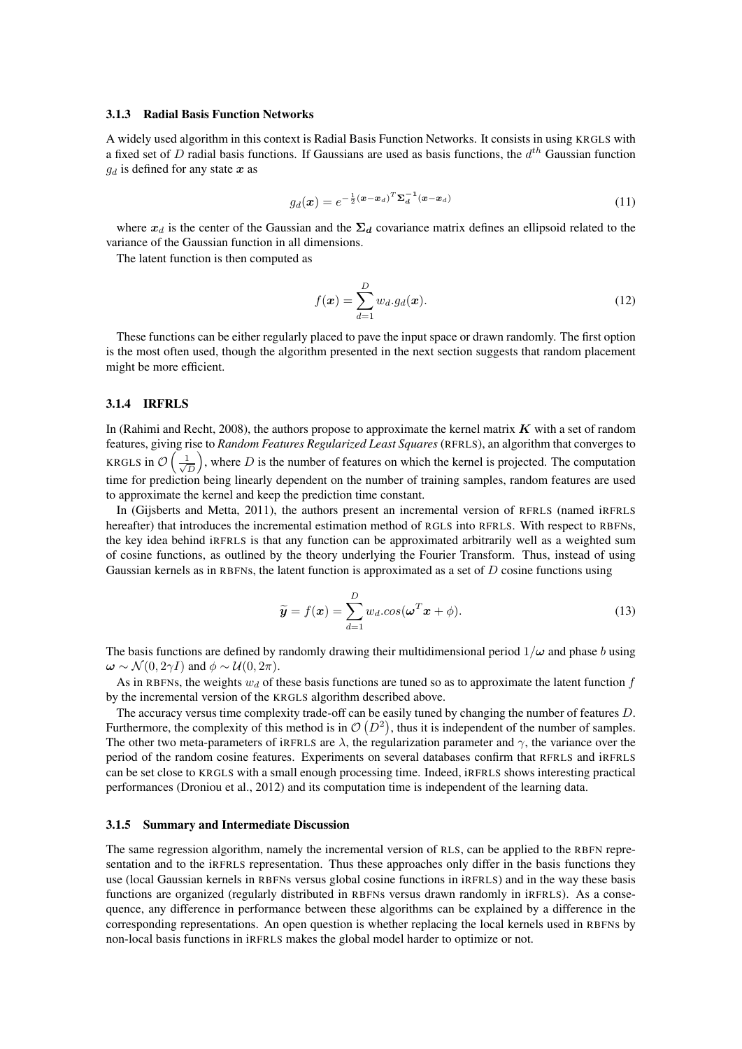#### 3.1.3 Radial Basis Function Networks

A widely used algorithm in this context is Radial Basis Function Networks. It consists in using KRGLS with a fixed set of $D$ radial basis functions. If Gaussians are used as basis functions, the $d^{th}$ Gaussian function $g_d$ is defined for any state $\boldsymbol{x}$ as

$$g_d(\boldsymbol{x}) = e^{-\frac{1}{2}(\boldsymbol{x}-\boldsymbol{x}_d)^T \boldsymbol{\Sigma_d^{-1}}(\boldsymbol{x}-\boldsymbol{x}_d)} \tag{11}$$

where $\boldsymbol{x}_d$ is the center of the Gaussian and the $\boldsymbol{\Sigma_d}$ covariance matrix defines an ellipsoid related to the variance of the Gaussian function in all dimensions.

The latent function is then computed as

$$f(\boldsymbol{x}) = \sum_{d=1}^{D} w_d.g_d(\boldsymbol{x}). \tag{12}$$

These functions can be either regularly placed to pave the input space or drawn randomly. The first option is the most often used, though the algorithm presented in the next section suggests that random placement might be more efficient.

#### 3.1.4 IRFRLS

In (Rahimi and Recht, 2008), the authors propose to approximate the kernel matrix $\boldsymbol{K}$ with a set of random features, giving rise to *Random Features Regularized Least Squares* (RFRLS), an algorithm that converges to KRGLS in $\mathcal{O}\left(\frac{1}{\sqrt{D}}\right)$, where $D$ is the number of features on which the kernel is projected. The computation time for prediction being linearly dependent on the number of training samples, random features are used to approximate the kernel and keep the prediction time constant.

In (Gijsberts and Metta, 2011), the authors present an incremental version of RFRLS (named iRFRLS hereafter) that introduces the incremental estimation method of RGLS into RFRLS. With respect to RBFNs, the key idea behind iRFRLS is that any function can be approximated arbitrarily well as a weighted sum of cosine functions, as outlined by the theory underlying the Fourier Transform. Thus, instead of using Gaussian kernels as in RBFNs, the latent function is approximated as a set of $D$ cosine functions using

$$\widetilde{\boldsymbol{y}} = f(\boldsymbol{x}) = \sum_{d=1}^{D} w_d.cos(\boldsymbol{\omega}^T\boldsymbol{x} + \phi). \tag{13}$$

The basis functions are defined by randomly drawing their multidimensional period $1/\boldsymbol{\omega}$ and phase $b$ using $\boldsymbol{\omega} \sim \mathcal{N}(0, 2\gamma I)$ and $\phi \sim \mathcal{U}(0, 2\pi)$.

As in RBFNs, the weights $w_d$ of these basis functions are tuned so as to approximate the latent function $f$ by the incremental version of the KRGLS algorithm described above.

The accuracy versus time complexity trade-off can be easily tuned by changing the number of features $D$. Furthermore, the complexity of this method is in $\mathcal{O}\left(D^2\right)$, thus it is independent of the number of samples. The other two meta-parameters of iRFRLS are $\lambda$, the regularization parameter and $\gamma$, the variance over the period of the random cosine features. Experiments on several databases confirm that RFRLS and iRFRLS can be set close to KRGLS with a small enough processing time. Indeed, iRFRLS shows interesting practical performances (Droniou et al., 2012) and its computation time is independent of the learning data.

#### 3.1.5 Summary and Intermediate Discussion

The same regression algorithm, namely the incremental version of RLS, can be applied to the RBFN representation and to the iRFRLS representation. Thus these approaches only differ in the basis functions they use (local Gaussian kernels in RBFNs versus global cosine functions in iRFRLS) and in the way these basis functions are organized (regularly distributed in RBFNs versus drawn randomly in iRFRLS). As a consequence, any difference in performance between these algorithms can be explained by a difference in the corresponding representations. An open question is whether replacing the local kernels used in RBFNs by non-local basis functions in iRFRLS makes the global model harder to optimize or not.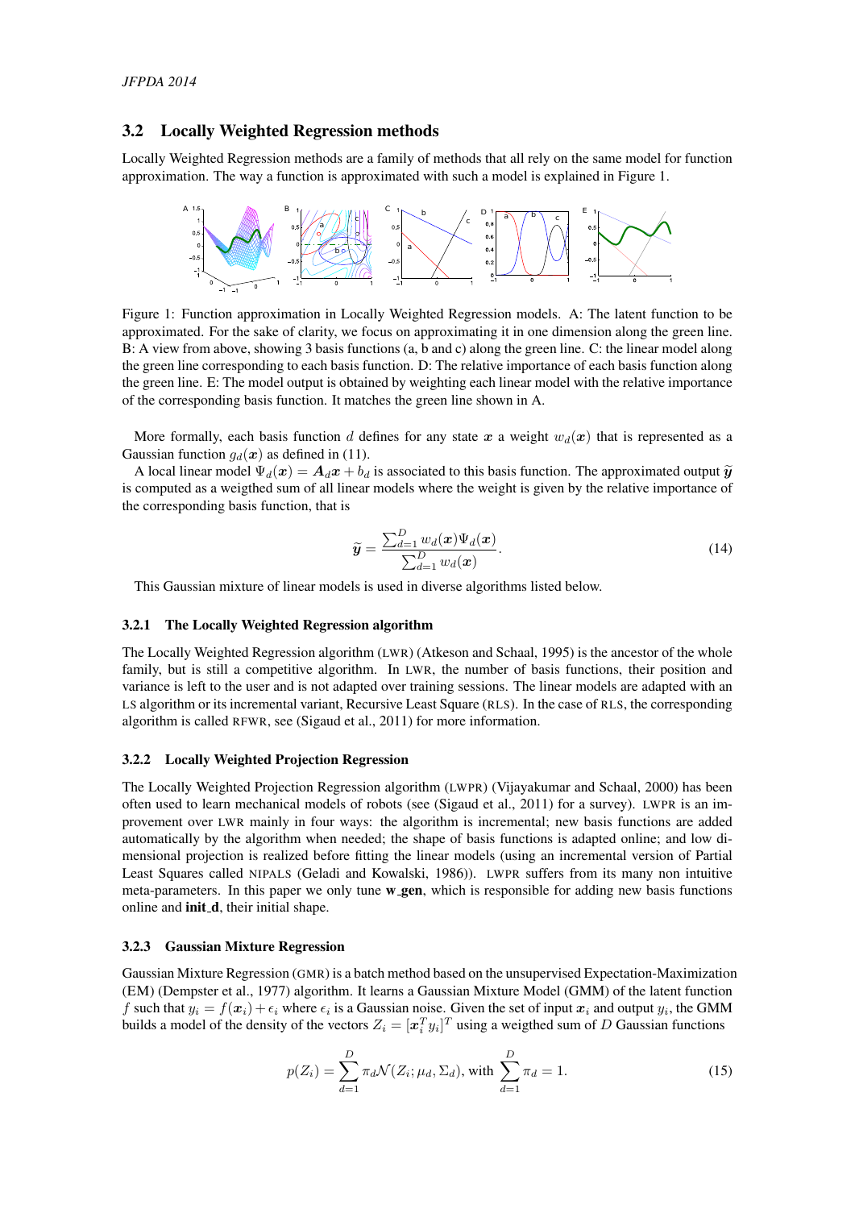## 3.2 Locally Weighted Regression methods

Locally Weighted Regression methods are a family of methods that all rely on the same model for function approximation. The way a function is approximated with such a model is explained in Figure 1.

Figure 1: Function approximation in Locally Weighted Regression models. A: The latent function to be approximated. For the sake of clarity, we focus on approximating it in one dimension along the green line. B: A view from above, showing 3 basis functions (a, b and c) along the green line. C: the linear model along the green line corresponding to each basis function. D: The relative importance of each basis function along the green line. E: The model output is obtained by weighting each linear model with the relative importance of the corresponding basis function. It matches the green line shown in A.

More formally, each basis function $d$ defines for any state $\boldsymbol{x}$ a weight $w_d(\boldsymbol{x})$ that is represented as a Gaussian function $g_d(\boldsymbol{x})$ as defined in (11).

A local linear model $\Psi_d(\boldsymbol{x}) = \boldsymbol{A}_d\boldsymbol{x} + b_d$ is associated to this basis function. The approximated output $\widetilde{\boldsymbol{y}}$ is computed as a weigthed sum of all linear models where the weight is given by the relative importance of the corresponding basis function, that is

$$\widetilde{\boldsymbol{y}} = \frac{\sum_{d=1}^{D} w_d(\boldsymbol{x})\Psi_d(\boldsymbol{x})}{\sum_{d=1}^{D} w_d(\boldsymbol{x})}. \tag{14}$$

This Gaussian mixture of linear models is used in diverse algorithms listed below.

### 3.2.1 The Locally Weighted Regression algorithm

The Locally Weighted Regression algorithm (LWR) (Atkeson and Schaal, 1995) is the ancestor of the whole family, but is still a competitive algorithm. In LWR, the number of basis functions, their position and variance is left to the user and is not adapted over training sessions. The linear models are adapted with an LS algorithm or its incremental variant, Recursive Least Square (RLS). In the case of RLS, the corresponding algorithm is called RFWR, see (Sigaud et al., 2011) for more information.

### 3.2.2 Locally Weighted Projection Regression

The Locally Weighted Projection Regression algorithm (LWPR) (Vijayakumar and Schaal, 2000) has been often used to learn mechanical models of robots (see (Sigaud et al., 2011) for a survey). LWPR is an improvement over LWR mainly in four ways: the algorithm is incremental; new basis functions are added automatically by the algorithm when needed; the shape of basis functions is adapted online; and low dimensional projection is realized before fitting the linear models (using an incremental version of Partial Least Squares called NIPALS (Geladi and Kowalski, 1986)). LWPR suffers from its many non intuitive meta-parameters. In this paper we only tune **w_gen**, which is responsible for adding new basis functions online and **init_d**, their initial shape.

### 3.2.3 Gaussian Mixture Regression

Gaussian Mixture Regression (GMR) is a batch method based on the unsupervised Expectation-Maximization (EM) (Dempster et al., 1977) algorithm. It learns a Gaussian Mixture Model (GMM) of the latent function $f$ such that $y_i = f(\boldsymbol{x}_i) + \epsilon_i$ where $\epsilon_i$ is a Gaussian noise. Given the set of input $\boldsymbol{x}_i$ and output $y_i$, the GMM builds a model of the density of the vectors $Z_i = [\boldsymbol{x}_i^T y_i]^T$ using a weigthed sum of $D$ Gaussian functions

$$p(Z_i) = \sum_{d=1}^{D} \pi_d \mathcal{N}(Z_i; \mu_d, \Sigma_d), \text{ with } \sum_{d=1}^{D} \pi_d = 1. \tag{15}$$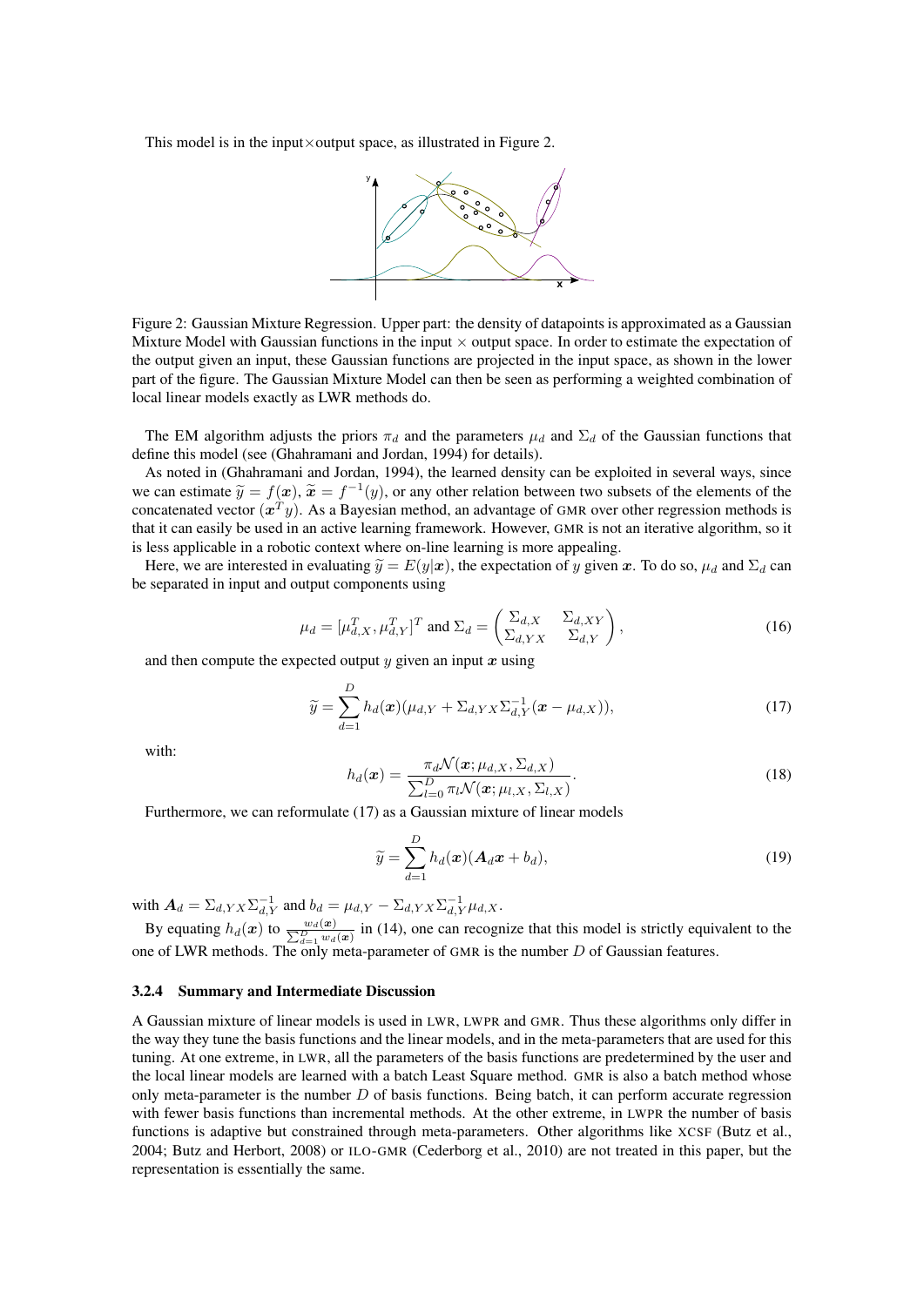This model is in the input×output space, as illustrated in Figure 2.

Figure 2: Gaussian Mixture Regression. Upper part: the density of datapoints is approximated as a Gaussian Mixture Model with Gaussian functions in the input × output space. In order to estimate the expectation of the output given an input, these Gaussian functions are projected in the input space, as shown in the lower part of the figure. The Gaussian Mixture Model can then be seen as performing a weighted combination of local linear models exactly as LWR methods do.

The EM algorithm adjusts the priors $\pi_d$ and the parameters $\mu_d$ and $\Sigma_d$ of the Gaussian functions that define this model (see (Ghahramani and Jordan, 1994) for details).

As noted in (Ghahramani and Jordan, 1994), the learned density can be exploited in several ways, since we can estimate $\widetilde{y} = f(\boldsymbol{x})$, $\widetilde{\boldsymbol{x}} = f^{-1}(y)$, or any other relation between two subsets of the elements of the concatenated vector $(\boldsymbol{x}^T y)$. As a Bayesian method, an advantage of GMR over other regression methods is that it can easily be used in an active learning framework. However, GMR is not an iterative algorithm, so it is less applicable in a robotic context where on-line learning is more appealing.

Here, we are interested in evaluating $\widetilde{y} = E(y|\boldsymbol{x})$, the expectation of $y$ given $\boldsymbol{x}$. To do so, $\mu_d$ and $\Sigma_d$ can be separated in input and output components using

$$\mu_d = [\mu_{d,X}^T, \mu_{d,Y}^T]^T \text{ and } \Sigma_d = \begin{pmatrix} \Sigma_{d,X} & \Sigma_{d,XY} \\ \Sigma_{d,YX} & \Sigma_{d,Y} \end{pmatrix}, \tag{16}$$

and then compute the expected output $y$ given an input $\boldsymbol{x}$ using

$$\widetilde{y} = \sum_{d=1}^{D} h_d(\boldsymbol{x})(\mu_{d,Y} + \Sigma_{d,YX}\Sigma_{d,Y}^{-1}(\boldsymbol{x} - \mu_{d,X})), \tag{17}$$

with:

$$h_d(\boldsymbol{x}) = \frac{\pi_d \mathcal{N}(\boldsymbol{x}; \mu_{d,X}, \Sigma_{d,X})}{\sum_{l=0}^{D} \pi_l \mathcal{N}(\boldsymbol{x}; \mu_{l,X}, \Sigma_{l,X})}. \tag{18}$$

Furthermore, we can reformulate (17) as a Gaussian mixture of linear models

$$\widetilde{y} = \sum_{d=1}^{D} h_d(\boldsymbol{x})(\boldsymbol{A}_d \boldsymbol{x} + b_d), \tag{19}$$

with $\boldsymbol{A}_d = \Sigma_{d,YX}\Sigma_{d,Y}^{-1}$ and $b_d = \mu_{d,Y} - \Sigma_{d,YX}\Sigma_{d,Y}^{-1}\mu_{d,X}$.

By equating $h_d(\boldsymbol{x})$ to $\frac{w_d(\boldsymbol{x})}{\sum_{d=1}^{D} w_d(\boldsymbol{x})}$ in (14), one can recognize that this model is strictly equivalent to the one of LWR methods. The only meta-parameter of GMR is the number $D$ of Gaussian features.

#### 3.2.4 Summary and Intermediate Discussion

A Gaussian mixture of linear models is used in LWR, LWPR and GMR. Thus these algorithms only differ in the way they tune the basis functions and the linear models, and in the meta-parameters that are used for this tuning. At one extreme, in LWR, all the parameters of the basis functions are predetermined by the user and the local linear models are learned with a batch Least Square method. GMR is also a batch method whose only meta-parameter is the number $D$ of basis functions. Being batch, it can perform accurate regression with fewer basis functions than incremental methods. At the other extreme, in LWPR the number of basis functions is adaptive but constrained through meta-parameters. Other algorithms like XCSF (Butz et al., 2004; Butz and Herbort, 2008) or ILO-GMR (Cederborg et al., 2010) are not treated in this paper, but the representation is essentially the same.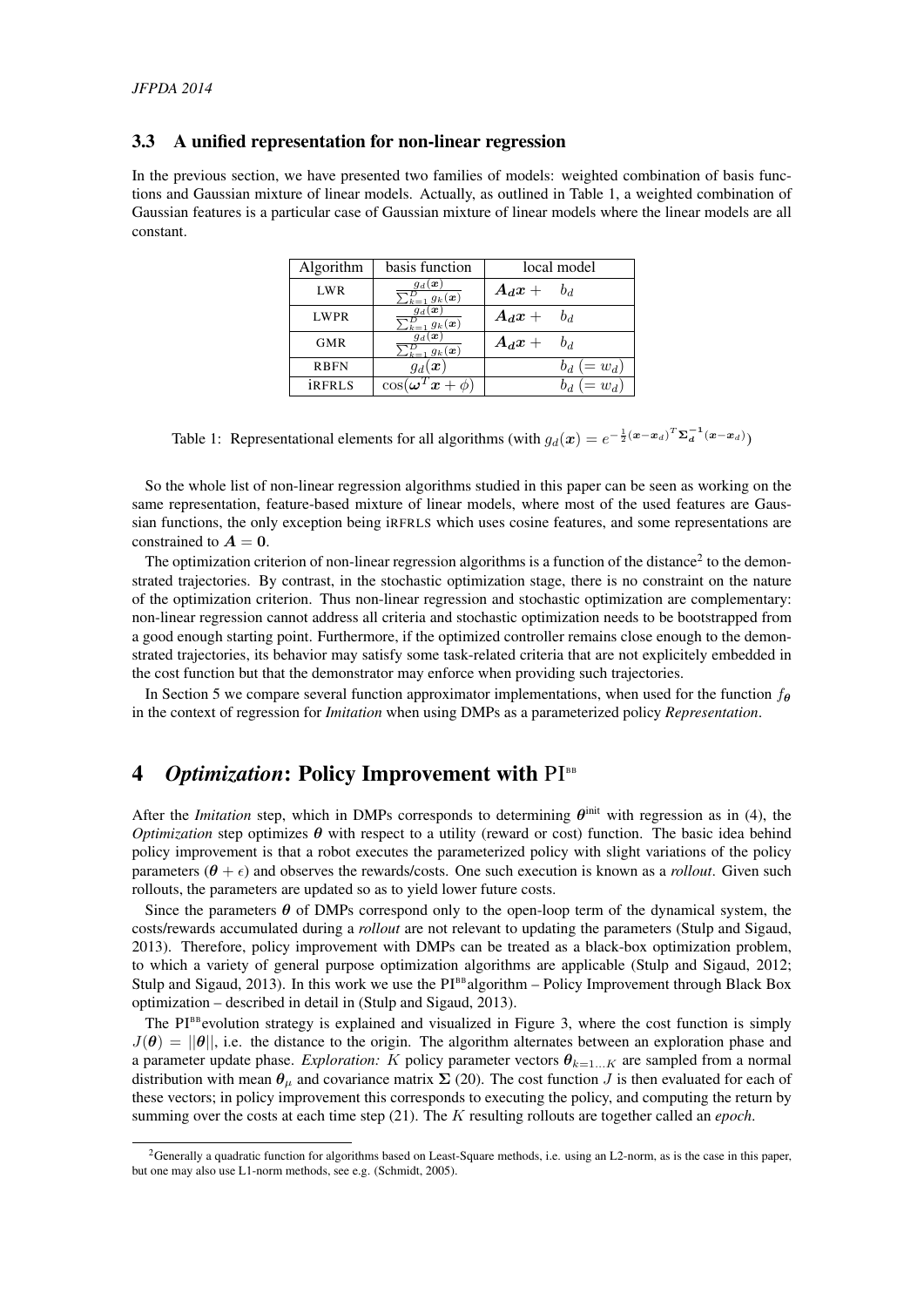### 3.3 A unified representation for non-linear regression

In the previous section, we have presented two families of models: weighted combination of basis functions and Gaussian mixture of linear models. Actually, as outlined in Table 1, a weighted combination of Gaussian features is a particular case of Gaussian mixture of linear models where the linear models are all constant.

| Algorithm | basis function | local model |
|---|---|---|
| LWR | $\frac{g_d(\boldsymbol{x})}{\sum_{k=1}^{D} g_k(\boldsymbol{x})}$ | $\boldsymbol{A_d x} + \quad b_d$ |
| LWPR | $\frac{g_d(\boldsymbol{x})}{\sum_{k=1}^{D} g_k(\boldsymbol{x})}$ | $\boldsymbol{A_d x} + \quad b_d$ |
| GMR | $\frac{g_d(\boldsymbol{x})}{\sum_{k=1}^{D} g_k(\boldsymbol{x})}$ | $\boldsymbol{A_d x} + \quad b_d$ |
| RBFN | $g_d(\boldsymbol{x})$ | $b_d \ (= w_d)$ |
| iRFRLS | $\cos(\boldsymbol{\omega}^T \boldsymbol{x} + \phi)$ | $b_d \ (= w_d)$ |

Table 1: Representational elements for all algorithms (with $g_d(\boldsymbol{x}) = e^{-\frac{1}{2}(\boldsymbol{x}-\boldsymbol{x}_d)^T \boldsymbol{\Sigma_d^{-1}} (\boldsymbol{x}-\boldsymbol{x}_d)}$)

So the whole list of non-linear regression algorithms studied in this paper can be seen as working on the same representation, feature-based mixture of linear models, where most of the used features are Gaussian functions, the only exception being iRFRLS which uses cosine features, and some representations are constrained to $\boldsymbol{A} = \boldsymbol{0}$.

The optimization criterion of non-linear regression algorithms is a function of the distance[2] to the demonstrated trajectories. By contrast, in the stochastic optimization stage, there is no constraint on the nature of the optimization criterion. Thus non-linear regression and stochastic optimization are complementary: non-linear regression cannot address all criteria and stochastic optimization needs to be bootstrapped from a good enough starting point. Furthermore, if the optimized controller remains close enough to the demonstrated trajectories, its behavior may satisfy some task-related criteria that are not explicitely embedded in the cost function but that the demonstrator may enforce when providing such trajectories.

In Section 5 we compare several function approximator implementations, when used for the function $f_{\boldsymbol{\theta}}$ in the context of regression for *Imitation* when using DMPs as a parameterized policy *Representation*.

## 4 *Optimization*: Policy Improvement with PI$^{\text{BB}}$

After the *Imitation* step, which in DMPs corresponds to determining $\boldsymbol{\theta}^{\text{init}}$ with regression as in (4), the *Optimization* step optimizes $\boldsymbol{\theta}$ with respect to a utility (reward or cost) function. The basic idea behind policy improvement is that a robot executes the parameterized policy with slight variations of the policy parameters ($\boldsymbol{\theta} + \epsilon$) and observes the rewards/costs. One such execution is known as a *rollout*. Given such rollouts, the parameters are updated so as to yield lower future costs.

Since the parameters $\boldsymbol{\theta}$ of DMPs correspond only to the open-loop term of the dynamical system, the costs/rewards accumulated during a *rollout* are not relevant to updating the parameters (Stulp and Sigaud, 2013). Therefore, policy improvement with DMPs can be treated as a black-box optimization problem, to which a variety of general purpose optimization algorithms are applicable (Stulp and Sigaud, 2012; Stulp and Sigaud, 2013). In this work we use the PI$^{\text{BB}}$algorithm – Policy Improvement through Black Box optimization – described in detail in (Stulp and Sigaud, 2013).

The PI$^{\text{BB}}$evolution strategy is explained and visualized in Figure 3, where the cost function is simply $J(\boldsymbol{\theta}) = ||\boldsymbol{\theta}||$, i.e. the distance to the origin. The algorithm alternates between an exploration phase and a parameter update phase. *Exploration:* $K$ policy parameter vectors $\boldsymbol{\theta}_{k=1...K}$ are sampled from a normal distribution with mean $\boldsymbol{\theta}_\mu$ and covariance matrix $\boldsymbol{\Sigma}$ (20). The cost function $J$ is then evaluated for each of these vectors; in policy improvement this corresponds to executing the policy, and computing the return by summing over the costs at each time step (21). The $K$ resulting rollouts are together called an *epoch*.

[2] Generally a quadratic function for algorithms based on Least-Square methods, i.e. using an L2-norm, as is the case in this paper, but one may also use L1-norm methods, see e.g. (Schmidt, 2005).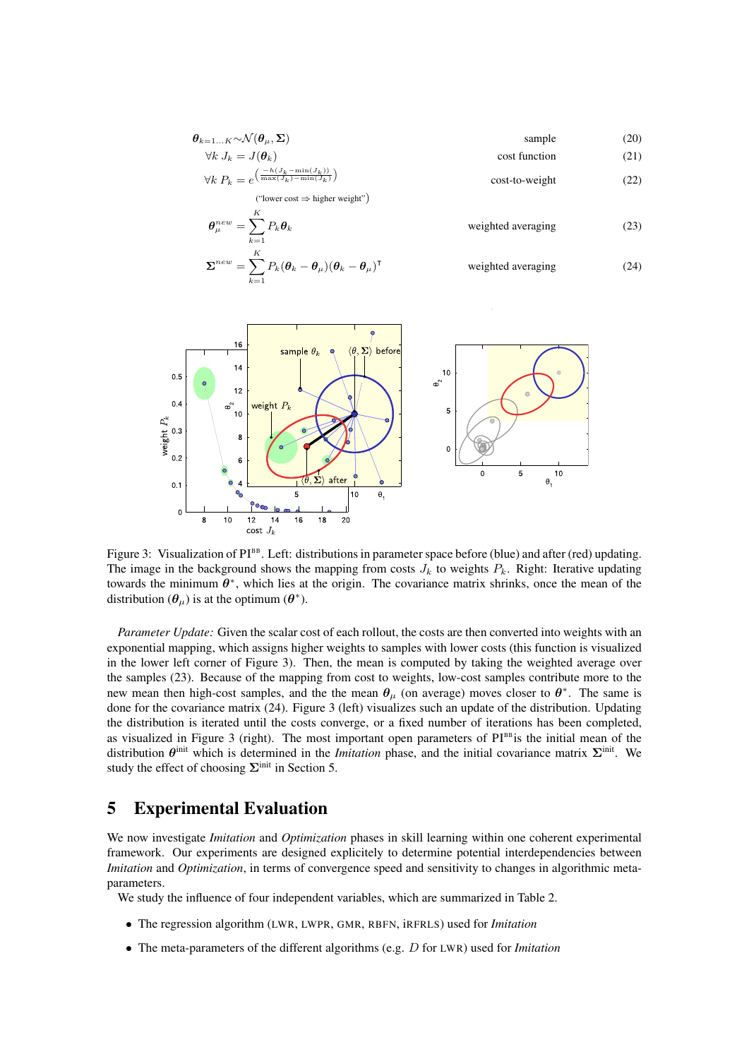$$\boldsymbol{\theta}_{k=1\ldots K} \sim \mathcal{N}(\boldsymbol{\theta}_\mu, \boldsymbol{\Sigma}) \qquad \text{sample} \tag{20}$$

$$\forall k \; J_k = J(\boldsymbol{\theta}_k) \qquad \text{cost function} \tag{21}$$

$$\forall k \; P_k = e^{\left(\frac{-h(J_k - \min(J_k))}{\max(J_k) - \min(J_k)}\right)} \qquad \text{cost-to-weight} \tag{22}$$

("lower cost $\Rightarrow$ higher weight")

$$\boldsymbol{\theta}_\mu^{new} = \sum_{k=1}^{K} P_k \boldsymbol{\theta}_k \qquad \text{weighted averaging} \tag{23}$$

$$\boldsymbol{\Sigma}^{new} = \sum_{k=1}^{K} P_k (\boldsymbol{\theta}_k - \boldsymbol{\theta}_\mu)(\boldsymbol{\theta}_k - \boldsymbol{\theta}_\mu)^\intercal \qquad \text{weighted averaging} \tag{24}$$

Figure 3: Visualization of PI[BB]. Left: distributions in parameter space before (blue) and after (red) updating. The image in the background shows the mapping from costs $J_k$ to weights $P_k$. Right: Iterative updating towards the minimum $\boldsymbol{\theta}^*$, which lies at the origin. The covariance matrix shrinks, once the mean of the distribution ($\boldsymbol{\theta}_\mu$) is at the optimum ($\boldsymbol{\theta}^*$).

*Parameter Update:* Given the scalar cost of each rollout, the costs are then converted into weights with an exponential mapping, which assigns higher weights to samples with lower costs (this function is visualized in the lower left corner of Figure 3). Then, the mean is computed by taking the weighted average over the samples (23). Because of the mapping from cost to weights, low-cost samples contribute more to the new mean then high-cost samples, and the the mean $\boldsymbol{\theta}_\mu$ (on average) moves closer to $\boldsymbol{\theta}^*$. The same is done for the covariance matrix (24). Figure 3 (left) visualizes such an update of the distribution. Updating the distribution is iterated until the costs converge, or a fixed number of iterations has been completed, as visualized in Figure 3 (right). The most important open parameters of PI[BB] is the initial mean of the distribution $\boldsymbol{\theta}^{\text{init}}$ which is determined in the *Imitation* phase, and the initial covariance matrix $\boldsymbol{\Sigma}^{\text{init}}$. We study the effect of choosing $\boldsymbol{\Sigma}^{\text{init}}$ in Section 5.

# 5 Experimental Evaluation

We now investigate *Imitation* and *Optimization* phases in skill learning within one coherent experimental framework. Our experiments are designed explicitly to determine potential interdependencies between *Imitation* and *Optimization*, in terms of convergence speed and sensitivity to changes in algorithmic meta-parameters.

We study the influence of four independent variables, which are summarized in Table 2.

- The regression algorithm (LWR, LWPR, GMR, RBFN, iRFRLS) used for *Imitation*
- The meta-parameters of the different algorithms (e.g. $D$ for LWR) used for *Imitation*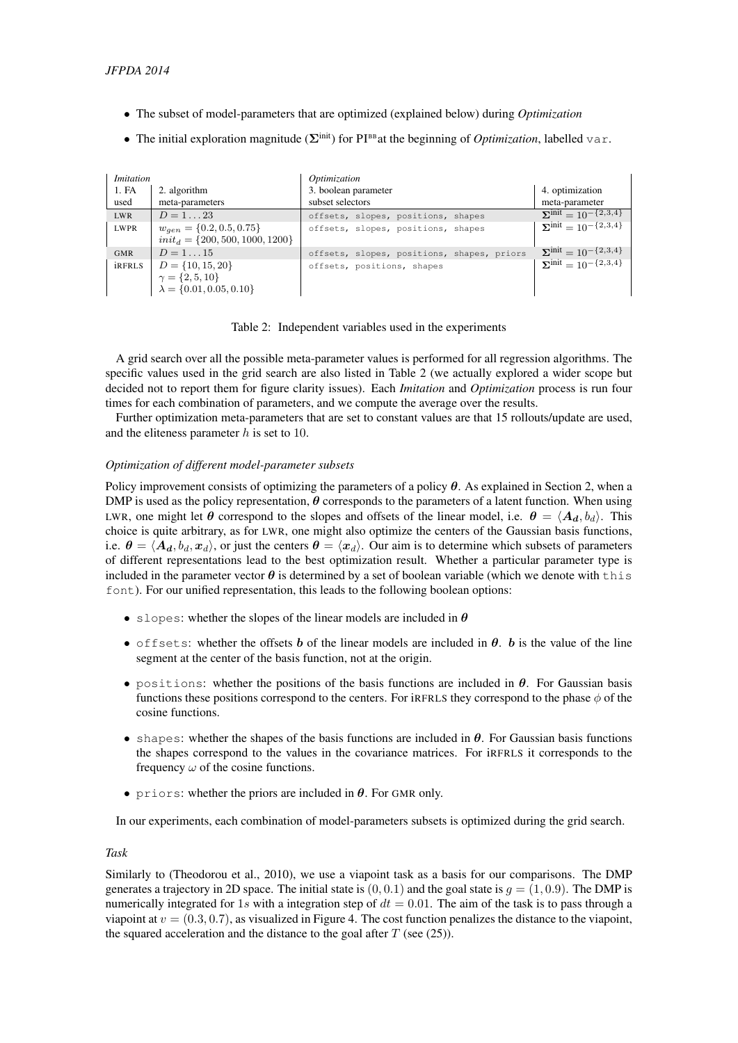- The subset of model-parameters that are optimized (explained below) during *Optimization*
- The initial exploration magnitude ($\boldsymbol{\Sigma}^{\text{init}}$) for PI[BB] at the beginning of *Optimization*, labelled `var`.

| *Imitation* | | *Optimization* | |
|---|---|---|---|
| 1. FA used | 2. algorithm meta-parameters | 3. boolean parameter subset selectors | 4. optimization meta-parameter |
| LWR | $D = 1 \dots 23$ | `offsets, slopes, positions, shapes` | $\boldsymbol{\Sigma}^{\text{init}} = 10^{-\{2,3,4\}}$ |
| LWPR | $w_{gen} = \{0.2, 0.5, 0.75\}$ <br> $init_d = \{200, 500, 1000, 1200\}$ | `offsets, slopes, positions, shapes` | $\boldsymbol{\Sigma}^{\text{init}} = 10^{-\{2,3,4\}}$ |
| GMR | $D = 1 \dots 15$ | `offsets, slopes, positions, shapes, priors` | $\boldsymbol{\Sigma}^{\text{init}} = 10^{-\{2,3,4\}}$ |
| iRFRLS | $D = \{10, 15, 20\}$ <br> $\gamma = \{2, 5, 10\}$ <br> $\lambda = \{0.01, 0.05, 0.10\}$ | `offsets, positions, shapes` | $\boldsymbol{\Sigma}^{\text{init}} = 10^{-\{2,3,4\}}$ |

Table 2: Independent variables used in the experiments

A grid search over all the possible meta-parameter values is performed for all regression algorithms. The specific values used in the grid search are also listed in Table 2 (we actually explored a wider scope but decided not to report them for figure clarity issues). Each *Imitation* and *Optimization* process is run four times for each combination of parameters, and we compute the average over the results.

Further optimization meta-parameters that are set to constant values are that 15 rollouts/update are used, and the eliteness parameter $h$ is set to 10.

*Optimization of different model-parameter subsets*

Policy improvement consists of optimizing the parameters of a policy $\boldsymbol{\theta}$. As explained in Section 2, when a DMP is used as the policy representation, $\boldsymbol{\theta}$ corresponds to the parameters of a latent function. When using LWR, one might let $\boldsymbol{\theta}$ correspond to the slopes and offsets of the linear model, i.e. $\boldsymbol{\theta} = \langle \boldsymbol{A_d}, b_d \rangle$. This choice is quite arbitrary, as for LWR, one might also optimize the centers of the Gaussian basis functions, i.e. $\boldsymbol{\theta} = \langle \boldsymbol{A_d}, b_d, \boldsymbol{x}_d \rangle$, or just the centers $\boldsymbol{\theta} = \langle \boldsymbol{x}_d \rangle$. Our aim is to determine which subsets of parameters of different representations lead to the best optimization result. Whether a particular parameter type is included in the parameter vector $\boldsymbol{\theta}$ is determined by a set of boolean variable (which we denote with `this font`). For our unified representation, this leads to the following boolean options:

- `slopes`: whether the slopes of the linear models are included in $\boldsymbol{\theta}$
- `offsets`: whether the offsets $\boldsymbol{b}$ of the linear models are included in $\boldsymbol{\theta}$. $\boldsymbol{b}$ is the value of the line segment at the center of the basis function, not at the origin.
- `positions`: whether the positions of the basis functions are included in $\boldsymbol{\theta}$. For Gaussian basis functions these positions correspond to the centers. For iRFRLS they correspond to the phase $\phi$ of the cosine functions.
- `shapes`: whether the shapes of the basis functions are included in $\boldsymbol{\theta}$. For Gaussian basis functions the shapes correspond to the values in the covariance matrices. For iRFRLS it corresponds to the frequency $\omega$ of the cosine functions.
- `priors`: whether the priors are included in $\boldsymbol{\theta}$. For GMR only.

In our experiments, each combination of model-parameters subsets is optimized during the grid search.

*Task*

Similarly to (Theodorou et al., 2010), we use a viapoint task as a basis for our comparisons. The DMP generates a trajectory in 2D space. The initial state is $(0, 0.1)$ and the goal state is $g = (1, 0.9)$. The DMP is numerically integrated for $1s$ with a integration step of $dt = 0.01$. The aim of the task is to pass through a viapoint at $v = (0.3, 0.7)$, as visualized in Figure 4. The cost function penalizes the distance to the viapoint, the squared acceleration and the distance to the goal after $T$ (see (25)).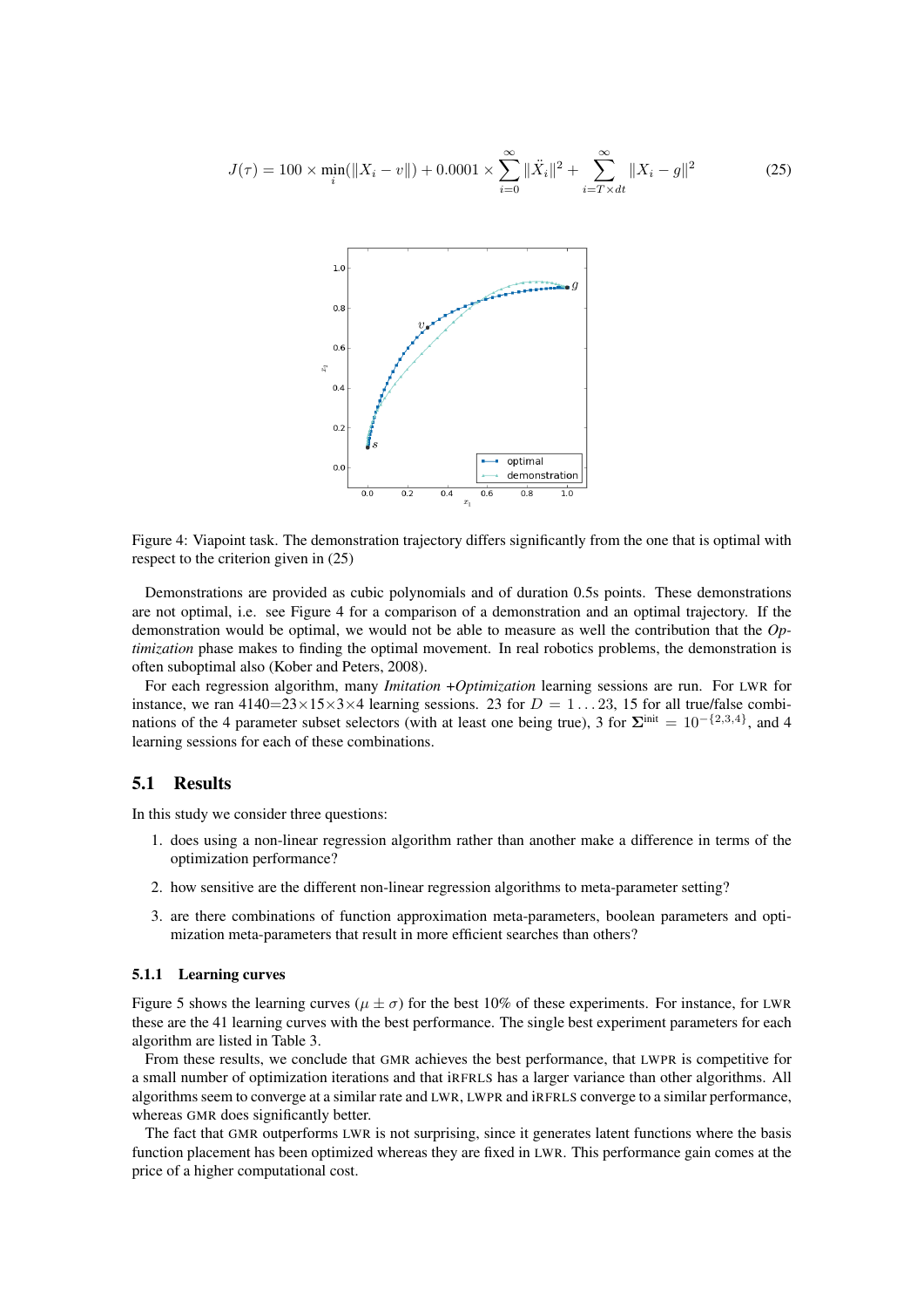$$J(\tau) = 100 \times \min_i(\|X_i - v\|) + 0.0001 \times \sum_{i=0}^{\infty} \|\ddot{X}_i\|^2 + \sum_{i=T \times dt}^{\infty} \|X_i - g\|^2 \tag{25}$$

Figure 4: Viapoint task. The demonstration trajectory differs significantly from the one that is optimal with respect to the criterion given in (25)

Demonstrations are provided as cubic polynomials and of duration 0.5s points. These demonstrations are not optimal, i.e. see Figure 4 for a comparison of a demonstration and an optimal trajectory. If the demonstration would be optimal, we would not be able to measure as well the contribution that the *Optimization* phase makes to finding the optimal movement. In real robotics problems, the demonstration is often suboptimal also (Kober and Peters, 2008).

For each regression algorithm, many *Imitation +Optimization* learning sessions are run. For LWR for instance, we ran 4140=23×15×3×4 learning sessions. 23 for $D = 1 \ldots 23$, 15 for all true/false combinations of the 4 parameter subset selectors (with at least one being true), 3 for $\mathbf{\Sigma}^{\text{init}} = 10^{-\{2,3,4\}}$, and 4 learning sessions for each of these combinations.

## 5.1 Results

In this study we consider three questions:

1. does using a non-linear regression algorithm rather than another make a difference in terms of the optimization performance?
2. how sensitive are the different non-linear regression algorithms to meta-parameter setting?
3. are there combinations of function approximation meta-parameters, boolean parameters and optimization meta-parameters that result in more efficient searches than others?

### 5.1.1 Learning curves

Figure 5 shows the learning curves ($\mu \pm \sigma$) for the best 10% of these experiments. For instance, for LWR these are the 41 learning curves with the best performance. The single best experiment parameters for each algorithm are listed in Table 3.

From these results, we conclude that GMR achieves the best performance, that LWPR is competitive for a small number of optimization iterations and that iRFRLS has a larger variance than other algorithms. All algorithms seem to converge at a similar rate and LWR, LWPR and iRFRLS converge to a similar performance, whereas GMR does significantly better.

The fact that GMR outperforms LWR is not surprising, since it generates latent functions where the basis function placement has been optimized whereas they are fixed in LWR. This performance gain comes at the price of a higher computational cost.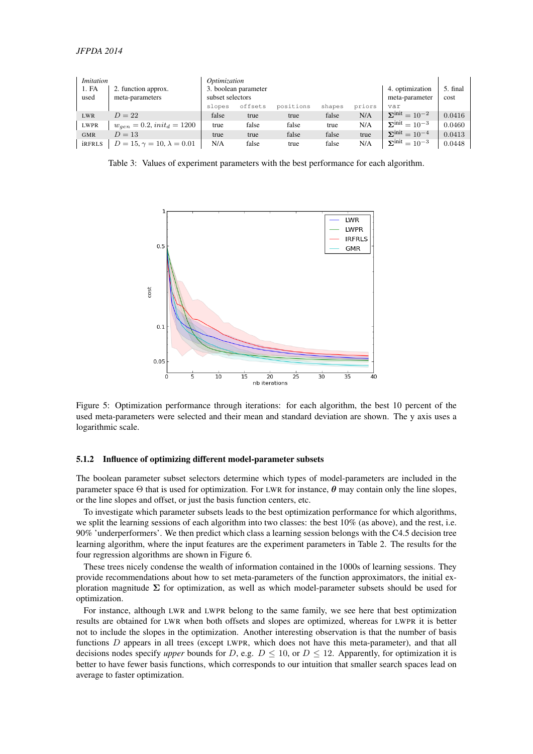| *Imitation* 1. FA used | 2. function approx. meta-parameters | *Optimization* 3. boolean parameter subset selectors | | | | | 4. optimization meta-parameter | 5. final cost |
|---|---|---|---|---|---|---|---|---|
| | | `slopes` | `offsets` | `positions` | `shapes` | `priors` | `var` | |
| LWR | $D = 22$ | false | true | true | false | N/A | $\mathbf{\Sigma}^{\text{init}} = 10^{-2}$ | 0.0416 |
| LWPR | $w_{gen} = 0.2$, $init_d = 1200$ | true | false | false | true | N/A | $\mathbf{\Sigma}^{\text{init}} = 10^{-3}$ | 0.0460 |
| GMR | $D = 13$ | true | true | false | false | true | $\mathbf{\Sigma}^{\text{init}} = 10^{-4}$ | 0.0413 |
| iRFRLS | $D = 15$, $\gamma = 10$, $\lambda = 0.01$ | N/A | false | true | false | N/A | $\mathbf{\Sigma}^{\text{init}} = 10^{-3}$ | 0.0448 |

Table 3: Values of experiment parameters with the best performance for each algorithm.

Figure 5: Optimization performance through iterations: for each algorithm, the best 10 percent of the used meta-parameters were selected and their mean and standard deviation are shown. The y axis uses a logarithmic scale.

### 5.1.2 Influence of optimizing different model-parameter subsets

The boolean parameter subset selectors determine which types of model-parameters are included in the parameter space $\Theta$ that is used for optimization. For LWR for instance, $\boldsymbol{\theta}$ may contain only the line slopes, or the line slopes and offset, or just the basis function centers, etc.

To investigate which parameter subsets leads to the best optimization performance for which algorithms, we split the learning sessions of each algorithm into two classes: the best 10% (as above), and the rest, i.e. 90% 'underperformers'. We then predict which class a learning session belongs with the C4.5 decision tree learning algorithm, where the input features are the experiment parameters in Table 2. The results for the four regression algorithms are shown in Figure 6.

These trees nicely condense the wealth of information contained in the 1000s of learning sessions. They provide recommendations about how to set meta-parameters of the function approximators, the initial exploration magnitude $\mathbf{\Sigma}$ for optimization, as well as which model-parameter subsets should be used for optimization.

For instance, although LWR and LWPR belong to the same family, we see here that best optimization results are obtained for LWR when both offsets and slopes are optimized, whereas for LWPR it is better not to include the slopes in the optimization. Another interesting observation is that the number of basis functions $D$ appears in all trees (except LWPR, which does not have this meta-parameter), and that all decisions nodes specify *upper* bounds for $D$, e.g. $D \leq 10$, or $D \leq 12$. Apparently, for optimization it is better to have fewer basis functions, which corresponds to our intuition that smaller search spaces lead on average to faster optimization.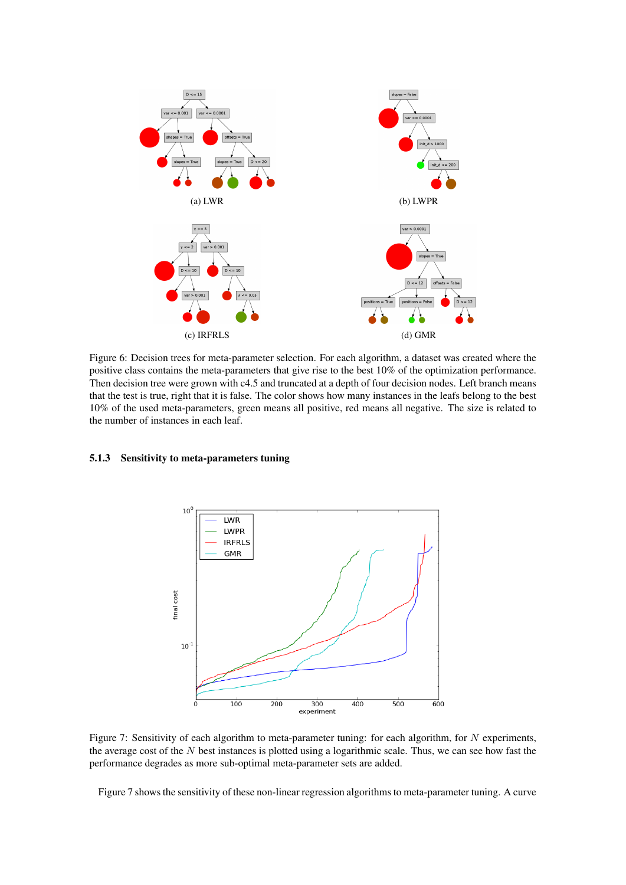(a) LWR

(b) LWPR

(c) IRFRLS

(d) GMR

Figure 6: Decision trees for meta-parameter selection. For each algorithm, a dataset was created where the positive class contains the meta-parameters that give rise to the best 10% of the optimization performance. Then decision tree were grown with c4.5 and truncated at a depth of four decision nodes. Left branch means that the test is true, right that it is false. The color shows how many instances in the leafs belong to the best 10% of the used meta-parameters, green means all positive, red means all negative. The size is related to the number of instances in each leaf.

### 5.1.3 Sensitivity to meta-parameters tuning

Figure 7: Sensitivity of each algorithm to meta-parameter tuning: for each algorithm, for $N$ experiments, the average cost of the $N$ best instances is plotted using a logarithmic scale. Thus, we can see how fast the performance degrades as more sub-optimal meta-parameter sets are added.

Figure 7 shows the sensitivity of these non-linear regression algorithms to meta-parameter tuning. A curve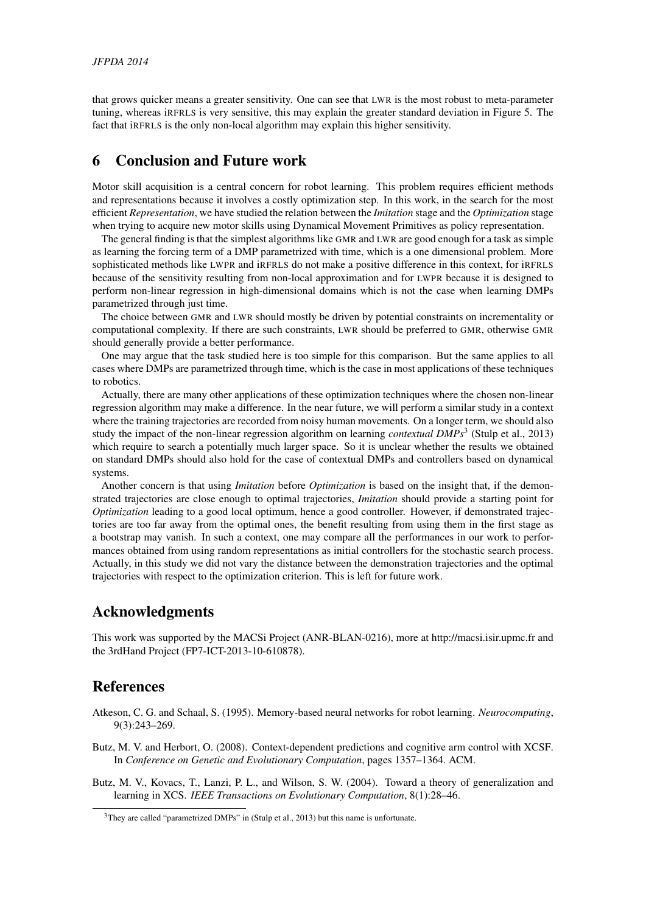that grows quicker means a greater sensitivity. One can see that LWR is the most robust to meta-parameter tuning, whereas iRFRLS is very sensitive, this may explain the greater standard deviation in Figure 5. The fact that iRFRLS is the only non-local algorithm may explain this higher sensitivity.

## 6 Conclusion and Future work

Motor skill acquisition is a central concern for robot learning. This problem requires efficient methods and representations because it involves a costly optimization step. In this work, in the search for the most efficient *Representation*, we have studied the relation between the *Imitation* stage and the *Optimization* stage when trying to acquire new motor skills using Dynamical Movement Primitives as policy representation.

The general finding is that the simplest algorithms like GMR and LWR are good enough for a task as simple as learning the forcing term of a DMP parametrized with time, which is a one dimensional problem. More sophisticated methods like LWPR and iRFRLS do not make a positive difference in this context, for iRFRLS because of the sensitivity resulting from non-local approximation and for LWPR because it is designed to perform non-linear regression in high-dimensional domains which is not the case when learning DMPs parametrized through just time.

The choice between GMR and LWR should mostly be driven by potential constraints on incrementality or computational complexity. If there are such constraints, LWR should be preferred to GMR, otherwise GMR should generally provide a better performance.

One may argue that the task studied here is too simple for this comparison. But the same applies to all cases where DMPs are parametrized through time, which is the case in most applications of these techniques to robotics.

Actually, there are many other applications of these optimization techniques where the chosen non-linear regression algorithm may make a difference. In the near future, we will perform a similar study in a context where the training trajectories are recorded from noisy human movements. On a longer term, we should also study the impact of the non-linear regression algorithm on learning *contextual DMPs*[3] (Stulp et al., 2013) which require to search a potentially much larger space. So it is unclear whether the results we obtained on standard DMPs should also hold for the case of contextual DMPs and controllers based on dynamical systems.

Another concern is that using *Imitation* before *Optimization* is based on the insight that, if the demonstrated trajectories are close enough to optimal trajectories, *Imitation* should provide a starting point for *Optimization* leading to a good local optimum, hence a good controller. However, if demonstrated trajectories are too far away from the optimal ones, the benefit resulting from using them in the first stage as a bootstrap may vanish. In such a context, one may compare all the performances in our work to performances obtained from using random representations as initial controllers for the stochastic search process. Actually, in this study we did not vary the distance between the demonstration trajectories and the optimal trajectories with respect to the optimization criterion. This is left for future work.

## Acknowledgments

This work was supported by the MACSi Project (ANR-BLAN-0216), more at http://macsi.isir.upmc.fr and the 3rdHand Project (FP7-ICT-2013-10-610878).

## References

Atkeson, C. G. and Schaal, S. (1995). Memory-based neural networks for robot learning. *Neurocomputing*, 9(3):243–269.

Butz, M. V. and Herbort, O. (2008). Context-dependent predictions and cognitive arm control with XCSF. In *Conference on Genetic and Evolutionary Computation*, pages 1357–1364. ACM.

Butz, M. V., Kovacs, T., Lanzi, P. L., and Wilson, S. W. (2004). Toward a theory of generalization and learning in XCS. *IEEE Transactions on Evolutionary Computation*, 8(1):28–46.

[3]They are called "parametrized DMPs" in (Stulp et al., 2013) but this name is unfortunate.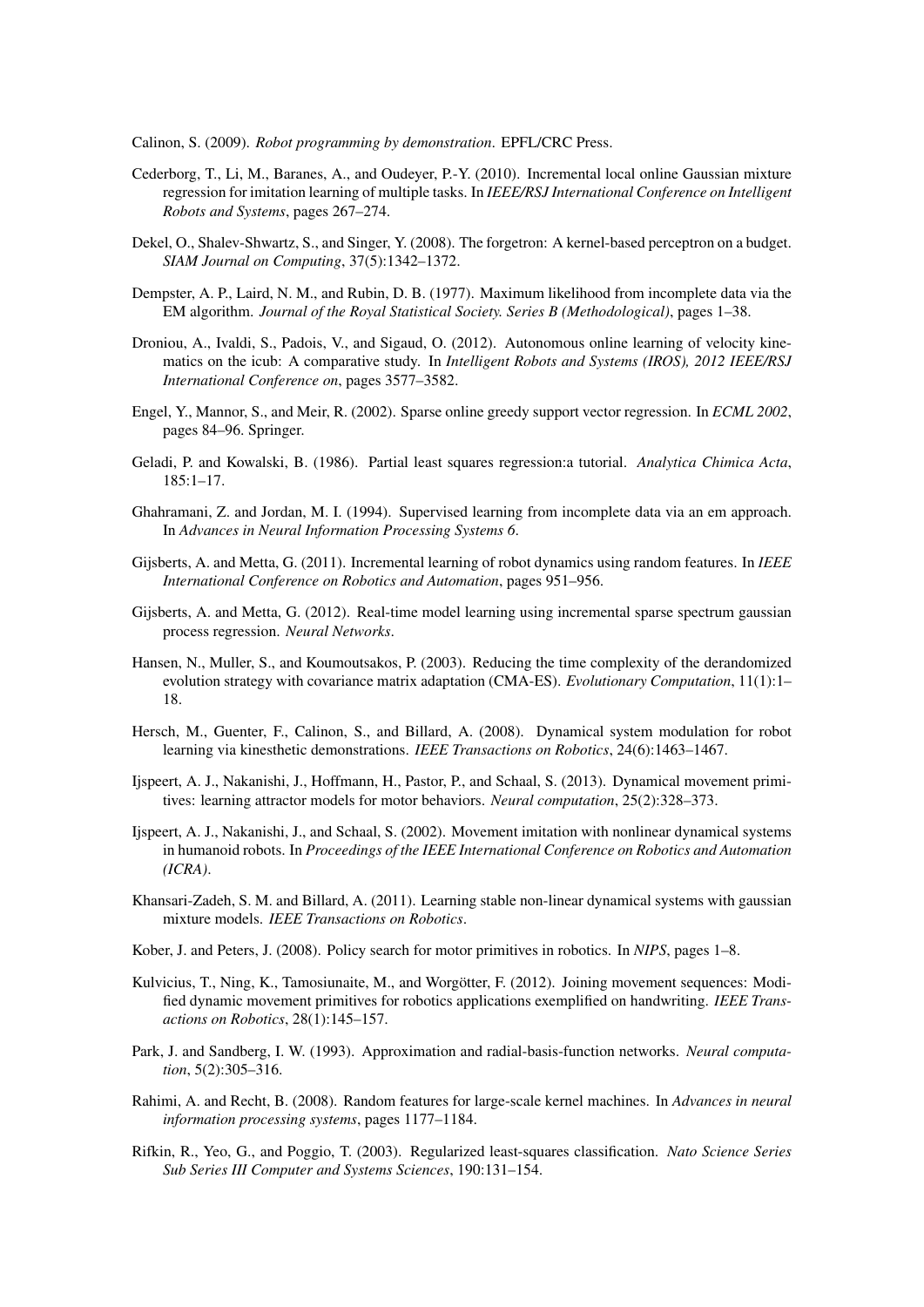Calinon, S. (2009). *Robot programming by demonstration*. EPFL/CRC Press.

Cederborg, T., Li, M., Baranes, A., and Oudeyer, P.-Y. (2010). Incremental local online Gaussian mixture regression for imitation learning of multiple tasks. In *IEEE/RSJ International Conference on Intelligent Robots and Systems*, pages 267–274.

Dekel, O., Shalev-Shwartz, S., and Singer, Y. (2008). The forgetron: A kernel-based perceptron on a budget. *SIAM Journal on Computing*, 37(5):1342–1372.

Dempster, A. P., Laird, N. M., and Rubin, D. B. (1977). Maximum likelihood from incomplete data via the EM algorithm. *Journal of the Royal Statistical Society. Series B (Methodological)*, pages 1–38.

Droniou, A., Ivaldi, S., Padois, V., and Sigaud, O. (2012). Autonomous online learning of velocity kinematics on the icub: A comparative study. In *Intelligent Robots and Systems (IROS), 2012 IEEE/RSJ International Conference on*, pages 3577–3582.

Engel, Y., Mannor, S., and Meir, R. (2002). Sparse online greedy support vector regression. In *ECML 2002*, pages 84–96. Springer.

Geladi, P. and Kowalski, B. (1986). Partial least squares regression:a tutorial. *Analytica Chimica Acta*, 185:1–17.

Ghahramani, Z. and Jordan, M. I. (1994). Supervised learning from incomplete data via an em approach. In *Advances in Neural Information Processing Systems 6*.

Gijsberts, A. and Metta, G. (2011). Incremental learning of robot dynamics using random features. In *IEEE International Conference on Robotics and Automation*, pages 951–956.

Gijsberts, A. and Metta, G. (2012). Real-time model learning using incremental sparse spectrum gaussian process regression. *Neural Networks*.

Hansen, N., Muller, S., and Koumoutsakos, P. (2003). Reducing the time complexity of the derandomized evolution strategy with covariance matrix adaptation (CMA-ES). *Evolutionary Computation*, 11(1):1–18.

Hersch, M., Guenter, F., Calinon, S., and Billard, A. (2008). Dynamical system modulation for robot learning via kinesthetic demonstrations. *IEEE Transactions on Robotics*, 24(6):1463–1467.

Ijspeert, A. J., Nakanishi, J., Hoffmann, H., Pastor, P., and Schaal, S. (2013). Dynamical movement primitives: learning attractor models for motor behaviors. *Neural computation*, 25(2):328–373.

Ijspeert, A. J., Nakanishi, J., and Schaal, S. (2002). Movement imitation with nonlinear dynamical systems in humanoid robots. In *Proceedings of the IEEE International Conference on Robotics and Automation (ICRA)*.

Khansari-Zadeh, S. M. and Billard, A. (2011). Learning stable non-linear dynamical systems with gaussian mixture models. *IEEE Transactions on Robotics*.

Kober, J. and Peters, J. (2008). Policy search for motor primitives in robotics. In *NIPS*, pages 1–8.

Kulvicius, T., Ning, K., Tamosiunaite, M., and Worgötter, F. (2012). Joining movement sequences: Modified dynamic movement primitives for robotics applications exemplified on handwriting. *IEEE Transactions on Robotics*, 28(1):145–157.

Park, J. and Sandberg, I. W. (1993). Approximation and radial-basis-function networks. *Neural computation*, 5(2):305–316.

Rahimi, A. and Recht, B. (2008). Random features for large-scale kernel machines. In *Advances in neural information processing systems*, pages 1177–1184.

Rifkin, R., Yeo, G., and Poggio, T. (2003). Regularized least-squares classification. *Nato Science Series Sub Series III Computer and Systems Sciences*, 190:131–154.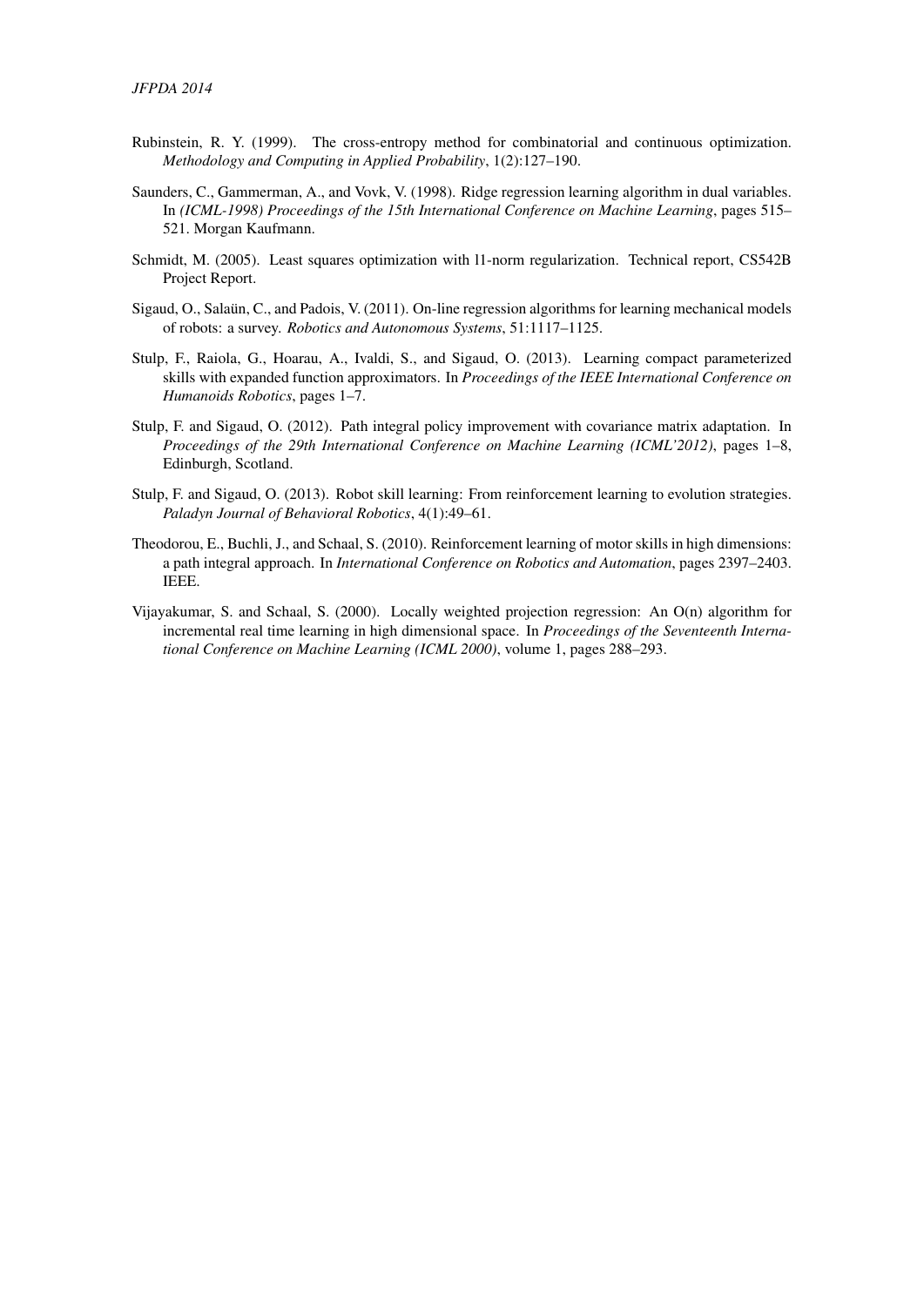Rubinstein, R. Y. (1999). The cross-entropy method for combinatorial and continuous optimization. *Methodology and Computing in Applied Probability*, 1(2):127–190.

Saunders, C., Gammerman, A., and Vovk, V. (1998). Ridge regression learning algorithm in dual variables. In *(ICML-1998) Proceedings of the 15th International Conference on Machine Learning*, pages 515–521. Morgan Kaufmann.

Schmidt, M. (2005). Least squares optimization with l1-norm regularization. Technical report, CS542B Project Report.

Sigaud, O., Salaün, C., and Padois, V. (2011). On-line regression algorithms for learning mechanical models of robots: a survey. *Robotics and Autonomous Systems*, 51:1117–1125.

Stulp, F., Raiola, G., Hoarau, A., Ivaldi, S., and Sigaud, O. (2013). Learning compact parameterized skills with expanded function approximators. In *Proceedings of the IEEE International Conference on Humanoids Robotics*, pages 1–7.

Stulp, F. and Sigaud, O. (2012). Path integral policy improvement with covariance matrix adaptation. In *Proceedings of the 29th International Conference on Machine Learning (ICML'2012)*, pages 1–8, Edinburgh, Scotland.

Stulp, F. and Sigaud, O. (2013). Robot skill learning: From reinforcement learning to evolution strategies. *Paladyn Journal of Behavioral Robotics*, 4(1):49–61.

Theodorou, E., Buchli, J., and Schaal, S. (2010). Reinforcement learning of motor skills in high dimensions: a path integral approach. In *International Conference on Robotics and Automation*, pages 2397–2403. IEEE.

Vijayakumar, S. and Schaal, S. (2000). Locally weighted projection regression: An O(n) algorithm for incremental real time learning in high dimensional space. In *Proceedings of the Seventeenth International Conference on Machine Learning (ICML 2000)*, volume 1, pages 288–293.